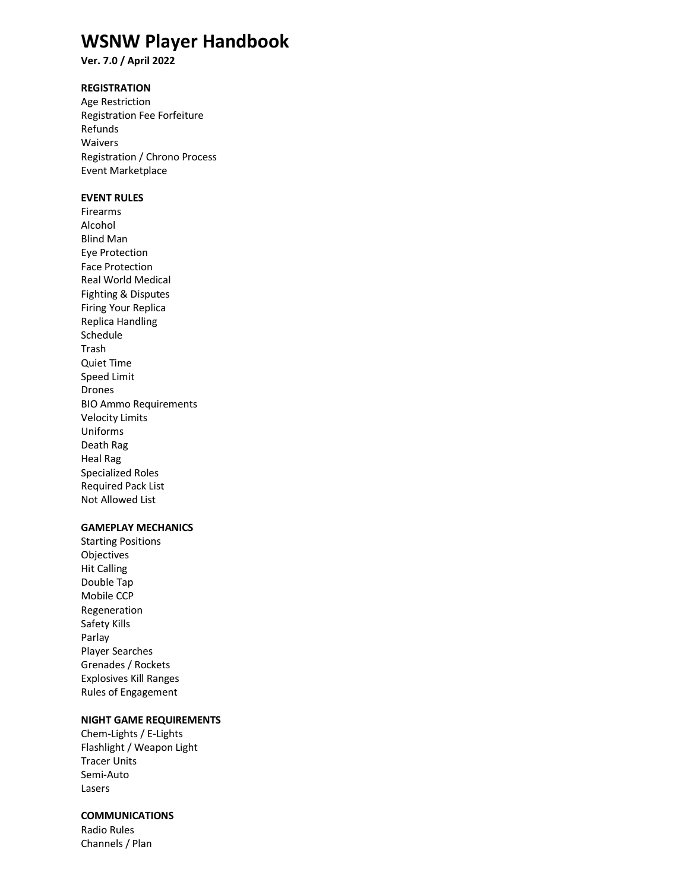# WSNW Player Handbook

**Ver. 7.0 / April 2022**

**REGISTRATION**

Age Restriction
Registration Fee Forfeiture
Refunds
Waivers
Registration / Chrono Process
Event Marketplace

**EVENT RULES**

Firearms
Alcohol
Blind Man
Eye Protection
Face Protection
Real World Medical
Fighting & Disputes
Firing Your Replica
Replica Handling
Schedule
Trash
Quiet Time
Speed Limit
Drones
BIO Ammo Requirements
Velocity Limits
Uniforms
Death Rag
Heal Rag
Specialized Roles
Required Pack List
Not Allowed List

**GAMEPLAY MECHANICS**

Starting Positions
Objectives
Hit Calling
Double Tap
Mobile CCP
Regeneration
Safety Kills
Parlay
Player Searches
Grenades / Rockets
Explosives Kill Ranges
Rules of Engagement

**NIGHT GAME REQUIREMENTS**

Chem-Lights / E-Lights
Flashlight / Weapon Light
Tracer Units
Semi-Auto
Lasers

**COMMUNICATIONS**

Radio Rules
Channels / Plan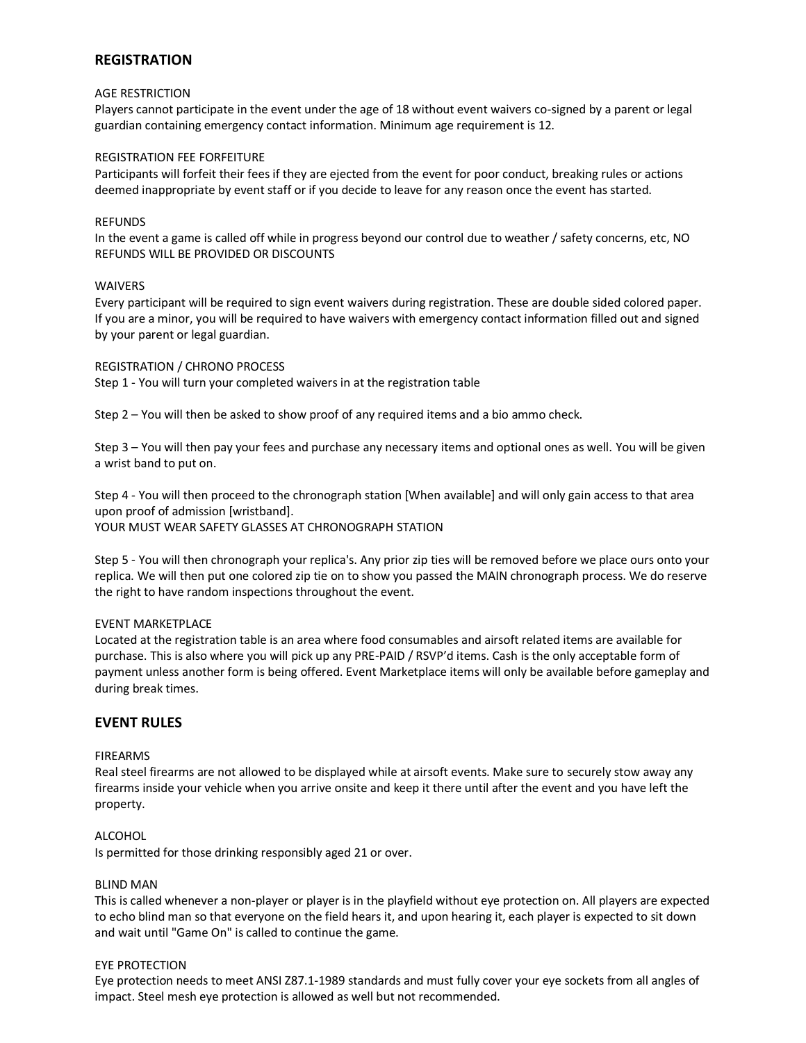## REGISTRATION

AGE RESTRICTION

Players cannot participate in the event under the age of 18 without event waivers co-signed by a parent or legal guardian containing emergency contact information. Minimum age requirement is 12.

REGISTRATION FEE FORFEITURE

Participants will forfeit their fees if they are ejected from the event for poor conduct, breaking rules or actions deemed inappropriate by event staff or if you decide to leave for any reason once the event has started.

REFUNDS

In the event a game is called off while in progress beyond our control due to weather / safety concerns, etc, NO REFUNDS WILL BE PROVIDED OR DISCOUNTS

WAIVERS

Every participant will be required to sign event waivers during registration. These are double sided colored paper. If you are a minor, you will be required to have waivers with emergency contact information filled out and signed by your parent or legal guardian.

REGISTRATION / CHRONO PROCESS

Step 1 - You will turn your completed waivers in at the registration table

Step 2 – You will then be asked to show proof of any required items and a bio ammo check.

Step 3 – You will then pay your fees and purchase any necessary items and optional ones as well. You will be given a wrist band to put on.

Step 4 - You will then proceed to the chronograph station [When available] and will only gain access to that area upon proof of admission [wristband].
YOUR MUST WEAR SAFETY GLASSES AT CHRONOGRAPH STATION

Step 5 - You will then chronograph your replica's. Any prior zip ties will be removed before we place ours onto your replica. We will then put one colored zip tie on to show you passed the MAIN chronograph process. We do reserve the right to have random inspections throughout the event.

EVENT MARKETPLACE

Located at the registration table is an area where food consumables and airsoft related items are available for purchase. This is also where you will pick up any PRE-PAID / RSVP'd items. Cash is the only acceptable form of payment unless another form is being offered. Event Marketplace items will only be available before gameplay and during break times.

## EVENT RULES

FIREARMS

Real steel firearms are not allowed to be displayed while at airsoft events. Make sure to securely stow away any firearms inside your vehicle when you arrive onsite and keep it there until after the event and you have left the property.

ALCOHOL

Is permitted for those drinking responsibly aged 21 or over.

BLIND MAN

This is called whenever a non-player or player is in the playfield without eye protection on. All players are expected to echo blind man so that everyone on the field hears it, and upon hearing it, each player is expected to sit down and wait until "Game On" is called to continue the game.

EYE PROTECTION

Eye protection needs to meet ANSI Z87.1-1989 standards and must fully cover your eye sockets from all angles of impact. Steel mesh eye protection is allowed as well but not recommended.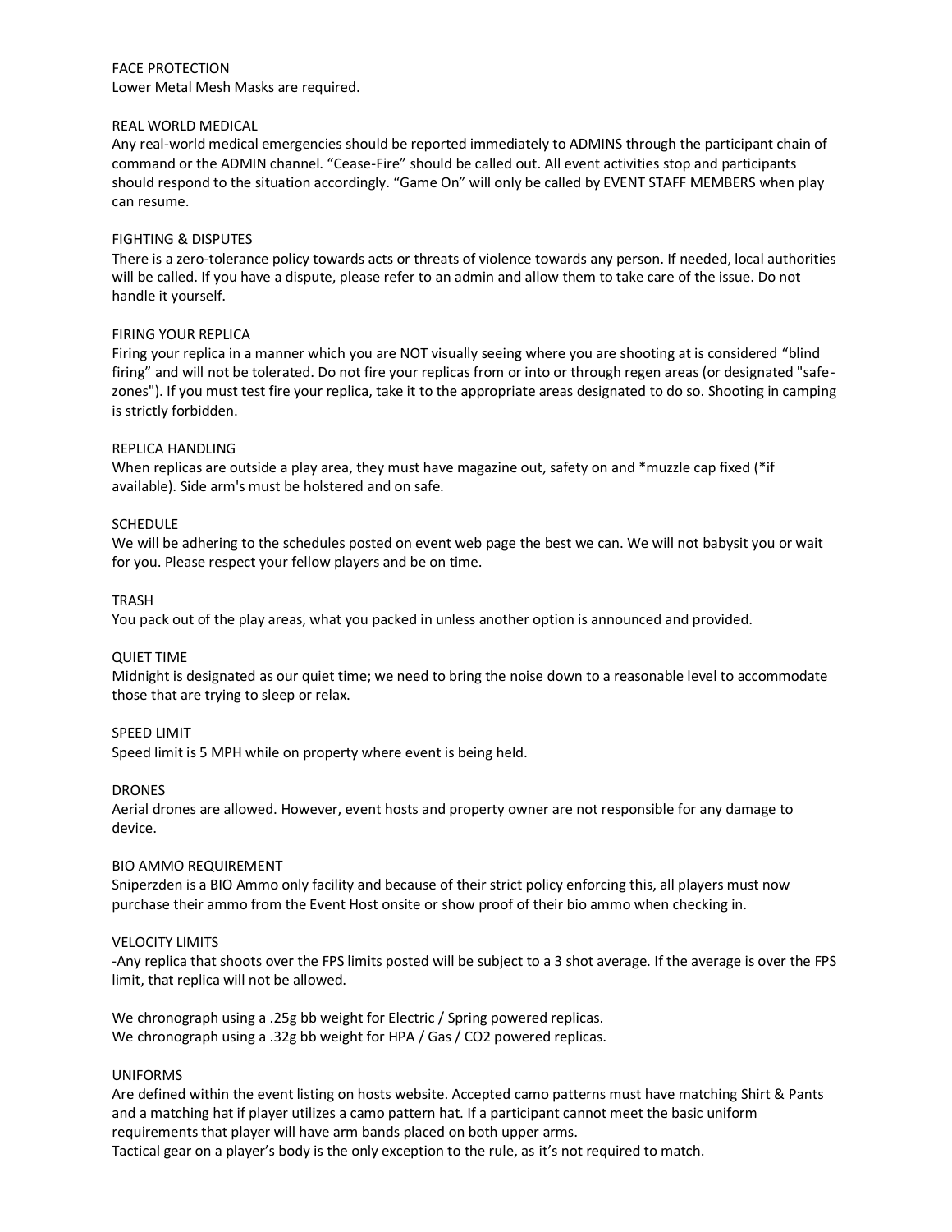## FACE PROTECTION

Lower Metal Mesh Masks are required.

## REAL WORLD MEDICAL

Any real-world medical emergencies should be reported immediately to ADMINS through the participant chain of command or the ADMIN channel. “Cease-Fire” should be called out. All event activities stop and participants should respond to the situation accordingly. “Game On” will only be called by EVENT STAFF MEMBERS when play can resume.

## FIGHTING & DISPUTES

There is a zero-tolerance policy towards acts or threats of violence towards any person. If needed, local authorities will be called. If you have a dispute, please refer to an admin and allow them to take care of the issue. Do not handle it yourself.

## FIRING YOUR REPLICA

Firing your replica in a manner which you are NOT visually seeing where you are shooting at is considered “blind firing” and will not be tolerated. Do not fire your replicas from or into or through regen areas (or designated "safe-zones"). If you must test fire your replica, take it to the appropriate areas designated to do so. Shooting in camping is strictly forbidden.

## REPLICA HANDLING

When replicas are outside a play area, they must have magazine out, safety on and *muzzle cap fixed (*if available). Side arm's must be holstered and on safe.

## SCHEDULE

We will be adhering to the schedules posted on event web page the best we can. We will not babysit you or wait for you. Please respect your fellow players and be on time.

## TRASH

You pack out of the play areas, what you packed in unless another option is announced and provided.

## QUIET TIME

Midnight is designated as our quiet time; we need to bring the noise down to a reasonable level to accommodate those that are trying to sleep or relax.

## SPEED LIMIT

Speed limit is 5 MPH while on property where event is being held.

## DRONES

Aerial drones are allowed. However, event hosts and property owner are not responsible for any damage to device.

## BIO AMMO REQUIREMENT

Sniperzden is a BIO Ammo only facility and because of their strict policy enforcing this, all players must now purchase their ammo from the Event Host onsite or show proof of their bio ammo when checking in.

## VELOCITY LIMITS

-Any replica that shoots over the FPS limits posted will be subject to a 3 shot average. If the average is over the FPS limit, that replica will not be allowed.

We chronograph using a .25g bb weight for Electric / Spring powered replicas.
We chronograph using a .32g bb weight for HPA / Gas / CO2 powered replicas.

## UNIFORMS

Are defined within the event listing on hosts website. Accepted camo patterns must have matching Shirt & Pants and a matching hat if player utilizes a camo pattern hat. If a participant cannot meet the basic uniform requirements that player will have arm bands placed on both upper arms.
Tactical gear on a player’s body is the only exception to the rule, as it’s not required to match.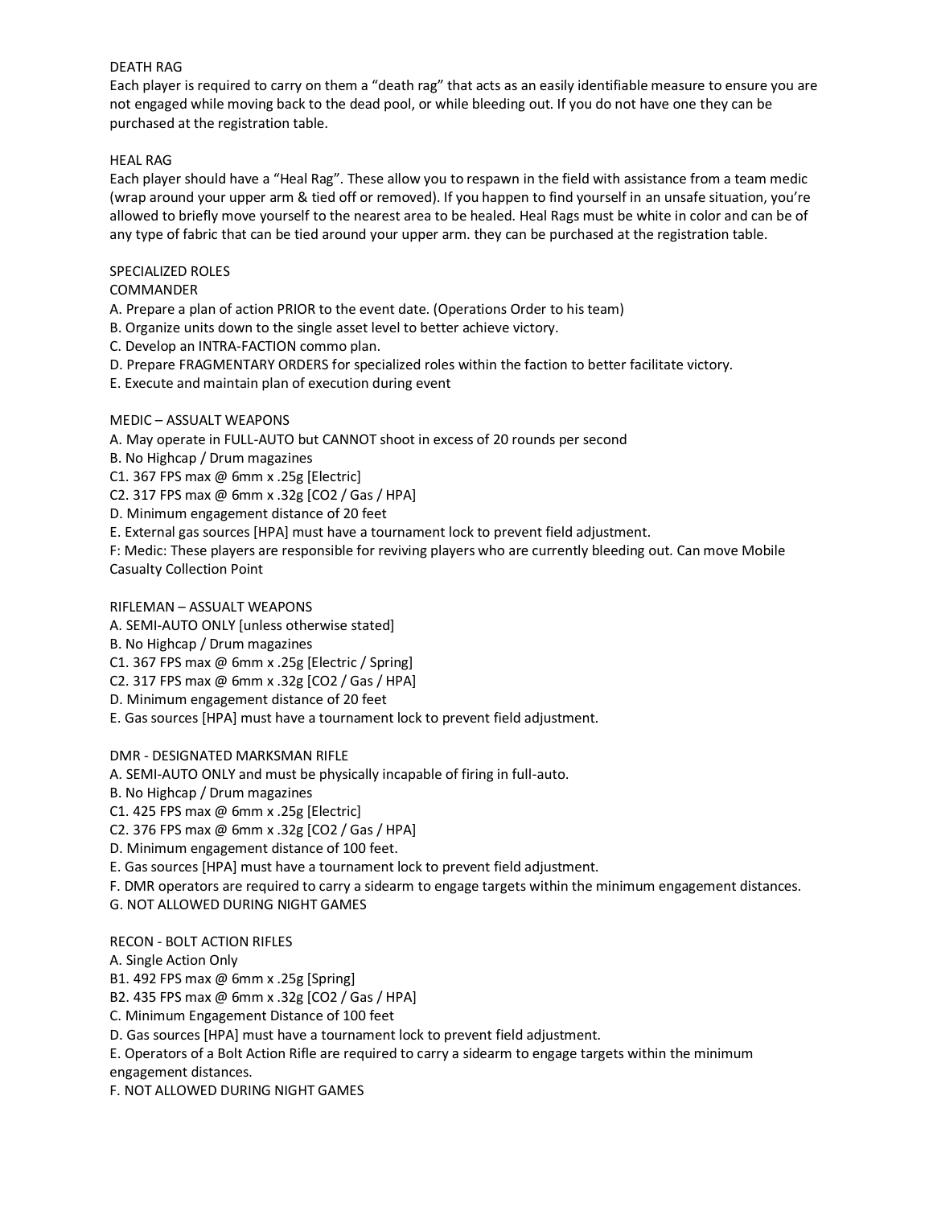## DEATH RAG

Each player is required to carry on them a "death rag" that acts as an easily identifiable measure to ensure you are not engaged while moving back to the dead pool, or while bleeding out. If you do not have one they can be purchased at the registration table.

## HEAL RAG

Each player should have a "Heal Rag". These allow you to respawn in the field with assistance from a team medic (wrap around your upper arm & tied off or removed). If you happen to find yourself in an unsafe situation, you're allowed to briefly move yourself to the nearest area to be healed. Heal Rags must be white in color and can be of any type of fabric that can be tied around your upper arm. they can be purchased at the registration table.

## SPECIALIZED ROLES

### COMMANDER

A. Prepare a plan of action PRIOR to the event date. (Operations Order to his team)
B. Organize units down to the single asset level to better achieve victory.
C. Develop an INTRA-FACTION commo plan.
D. Prepare FRAGMENTARY ORDERS for specialized roles within the faction to better facilitate victory.
E. Execute and maintain plan of execution during event

### MEDIC – ASSUALT WEAPONS

A. May operate in FULL-AUTO but CANNOT shoot in excess of 20 rounds per second
B. No Highcap / Drum magazines
C1. 367 FPS max @ 6mm x .25g [Electric]
C2. 317 FPS max @ 6mm x .32g [CO2 / Gas / HPA]
D. Minimum engagement distance of 20 feet
E. External gas sources [HPA] must have a tournament lock to prevent field adjustment.
F: Medic: These players are responsible for reviving players who are currently bleeding out. Can move Mobile Casualty Collection Point

### RIFLEMAN – ASSUALT WEAPONS

A. SEMI-AUTO ONLY [unless otherwise stated]
B. No Highcap / Drum magazines
C1. 367 FPS max @ 6mm x .25g [Electric / Spring]
C2. 317 FPS max @ 6mm x .32g [CO2 / Gas / HPA]
D. Minimum engagement distance of 20 feet
E. Gas sources [HPA] must have a tournament lock to prevent field adjustment.

### DMR - DESIGNATED MARKSMAN RIFLE

A. SEMI-AUTO ONLY and must be physically incapable of firing in full-auto.
B. No Highcap / Drum magazines
C1. 425 FPS max @ 6mm x .25g [Electric]
C2. 376 FPS max @ 6mm x .32g [CO2 / Gas / HPA]
D. Minimum engagement distance of 100 feet.
E. Gas sources [HPA] must have a tournament lock to prevent field adjustment.
F. DMR operators are required to carry a sidearm to engage targets within the minimum engagement distances.
G. NOT ALLOWED DURING NIGHT GAMES

### RECON - BOLT ACTION RIFLES

A. Single Action Only
B1. 492 FPS max @ 6mm x .25g [Spring]
B2. 435 FPS max @ 6mm x .32g [CO2 / Gas / HPA]
C. Minimum Engagement Distance of 100 feet
D. Gas sources [HPA] must have a tournament lock to prevent field adjustment.
E. Operators of a Bolt Action Rifle are required to carry a sidearm to engage targets within the minimum engagement distances.
F. NOT ALLOWED DURING NIGHT GAMES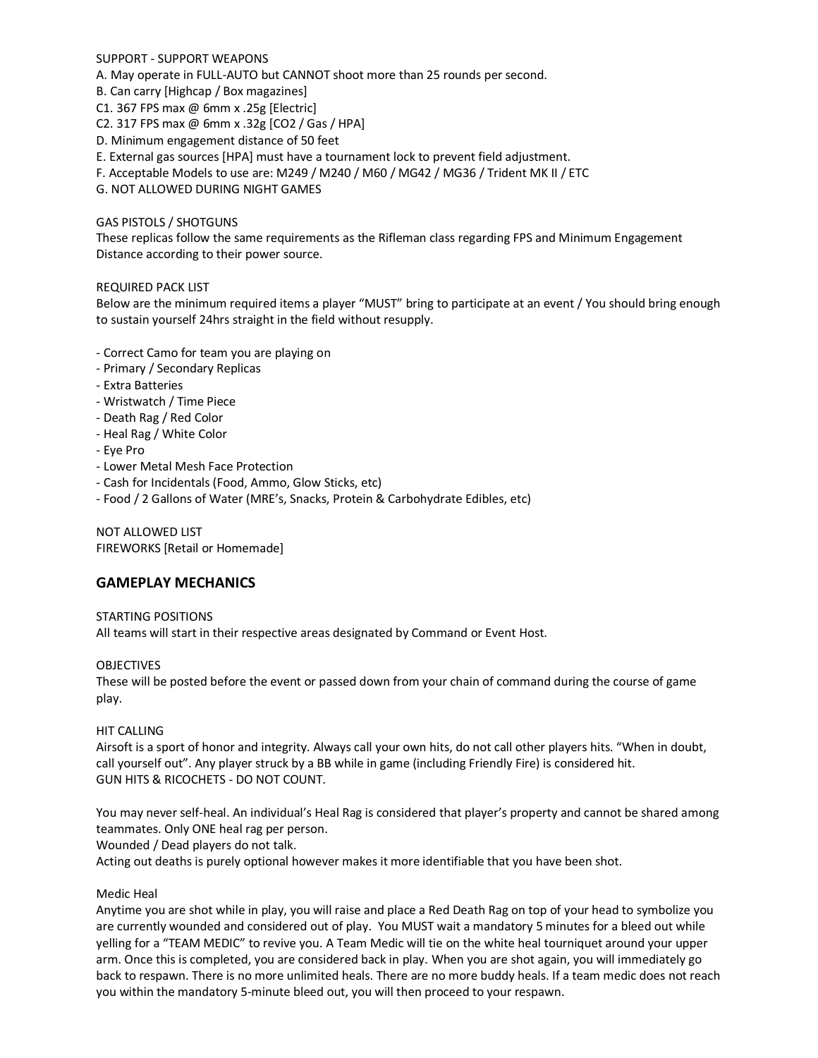SUPPORT - SUPPORT WEAPONS

A. May operate in FULL-AUTO but CANNOT shoot more than 25 rounds per second.
B. Can carry [Highcap / Box magazines]
C1. 367 FPS max @ 6mm x .25g [Electric]
C2. 317 FPS max @ 6mm x .32g [CO2 / Gas / HPA]
D. Minimum engagement distance of 50 feet
E. External gas sources [HPA] must have a tournament lock to prevent field adjustment.
F. Acceptable Models to use are: M249 / M240 / M60 / MG42 / MG36 / Trident MK II / ETC
G. NOT ALLOWED DURING NIGHT GAMES

GAS PISTOLS / SHOTGUNS

These replicas follow the same requirements as the Rifleman class regarding FPS and Minimum Engagement Distance according to their power source.

REQUIRED PACK LIST

Below are the minimum required items a player "MUST" bring to participate at an event / You should bring enough to sustain yourself 24hrs straight in the field without resupply.

- Correct Camo for team you are playing on
- Primary / Secondary Replicas
- Extra Batteries
- Wristwatch / Time Piece
- Death Rag / Red Color
- Heal Rag / White Color
- Eye Pro
- Lower Metal Mesh Face Protection
- Cash for Incidentals (Food, Ammo, Glow Sticks, etc)
- Food / 2 Gallons of Water (MRE's, Snacks, Protein & Carbohydrate Edibles, etc)

NOT ALLOWED LIST

FIREWORKS [Retail or Homemade]

## GAMEPLAY MECHANICS

STARTING POSITIONS

All teams will start in their respective areas designated by Command or Event Host.

OBJECTIVES

These will be posted before the event or passed down from your chain of command during the course of game play.

HIT CALLING

Airsoft is a sport of honor and integrity. Always call your own hits, do not call other players hits. "When in doubt, call yourself out". Any player struck by a BB while in game (including Friendly Fire) is considered hit.
GUN HITS & RICOCHETS - DO NOT COUNT.

You may never self-heal. An individual's Heal Rag is considered that player's property and cannot be shared among teammates. Only ONE heal rag per person.
Wounded / Dead players do not talk.
Acting out deaths is purely optional however makes it more identifiable that you have been shot.

Medic Heal

Anytime you are shot while in play, you will raise and place a Red Death Rag on top of your head to symbolize you are currently wounded and considered out of play. You MUST wait a mandatory 5 minutes for a bleed out while yelling for a "TEAM MEDIC" to revive you. A Team Medic will tie on the white heal tourniquet around your upper arm. Once this is completed, you are considered back in play. When you are shot again, you will immediately go back to respawn. There is no more unlimited heals. There are no more buddy heals. If a team medic does not reach you within the mandatory 5-minute bleed out, you will then proceed to your respawn.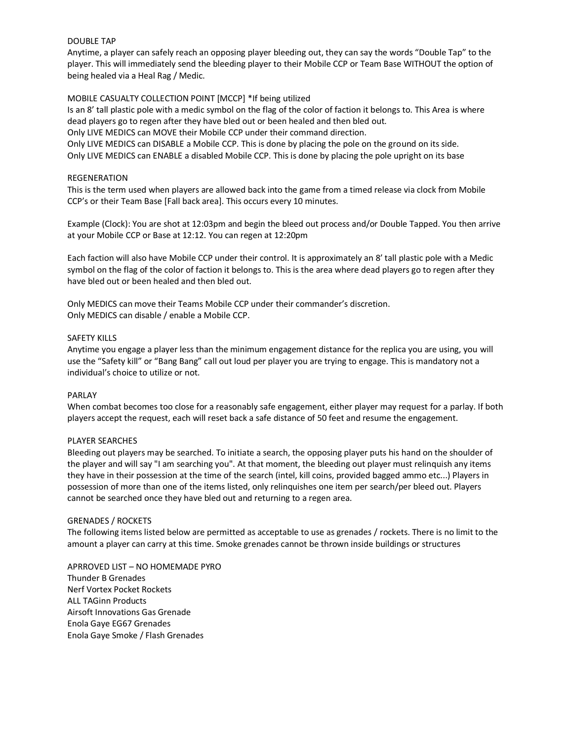## DOUBLE TAP

Anytime, a player can safely reach an opposing player bleeding out, they can say the words “Double Tap” to the player. This will immediately send the bleeding player to their Mobile CCP or Team Base WITHOUT the option of being healed via a Heal Rag / Medic.

## MOBILE CASUALTY COLLECTION POINT [MCCP] *If being utilized

Is an 8’ tall plastic pole with a medic symbol on the flag of the color of faction it belongs to. This Area is where dead players go to regen after they have bled out or been healed and then bled out.
Only LIVE MEDICS can MOVE their Mobile CCP under their command direction.
Only LIVE MEDICS can DISABLE a Mobile CCP. This is done by placing the pole on the ground on its side.
Only LIVE MEDICS can ENABLE a disabled Mobile CCP. This is done by placing the pole upright on its base

## REGENERATION

This is the term used when players are allowed back into the game from a timed release via clock from Mobile CCP’s or their Team Base [Fall back area]. This occurs every 10 minutes.

Example (Clock): You are shot at 12:03pm and begin the bleed out process and/or Double Tapped. You then arrive at your Mobile CCP or Base at 12:12. You can regen at 12:20pm

Each faction will also have Mobile CCP under their control. It is approximately an 8’ tall plastic pole with a Medic symbol on the flag of the color of faction it belongs to. This is the area where dead players go to regen after they have bled out or been healed and then bled out.

Only MEDICS can move their Teams Mobile CCP under their commander’s discretion.
Only MEDICS can disable / enable a Mobile CCP.

## SAFETY KILLS

Anytime you engage a player less than the minimum engagement distance for the replica you are using, you will use the “Safety kill” or “Bang Bang” call out loud per player you are trying to engage. This is mandatory not a individual’s choice to utilize or not.

## PARLAY

When combat becomes too close for a reasonably safe engagement, either player may request for a parlay. If both players accept the request, each will reset back a safe distance of 50 feet and resume the engagement.

## PLAYER SEARCHES

Bleeding out players may be searched. To initiate a search, the opposing player puts his hand on the shoulder of the player and will say "I am searching you". At that moment, the bleeding out player must relinquish any items they have in their possession at the time of the search (intel, kill coins, provided bagged ammo etc...) Players in possession of more than one of the items listed, only relinquishes one item per search/per bleed out. Players cannot be searched once they have bled out and returning to a regen area.

## GRENADES / ROCKETS

The following items listed below are permitted as acceptable to use as grenades / rockets. There is no limit to the amount a player can carry at this time. Smoke grenades cannot be thrown inside buildings or structures

APRROVED LIST – NO HOMEMADE PYRO
Thunder B Grenades
Nerf Vortex Pocket Rockets
ALL TAGinn Products
Airsoft Innovations Gas Grenade
Enola Gaye EG67 Grenades
Enola Gaye Smoke / Flash Grenades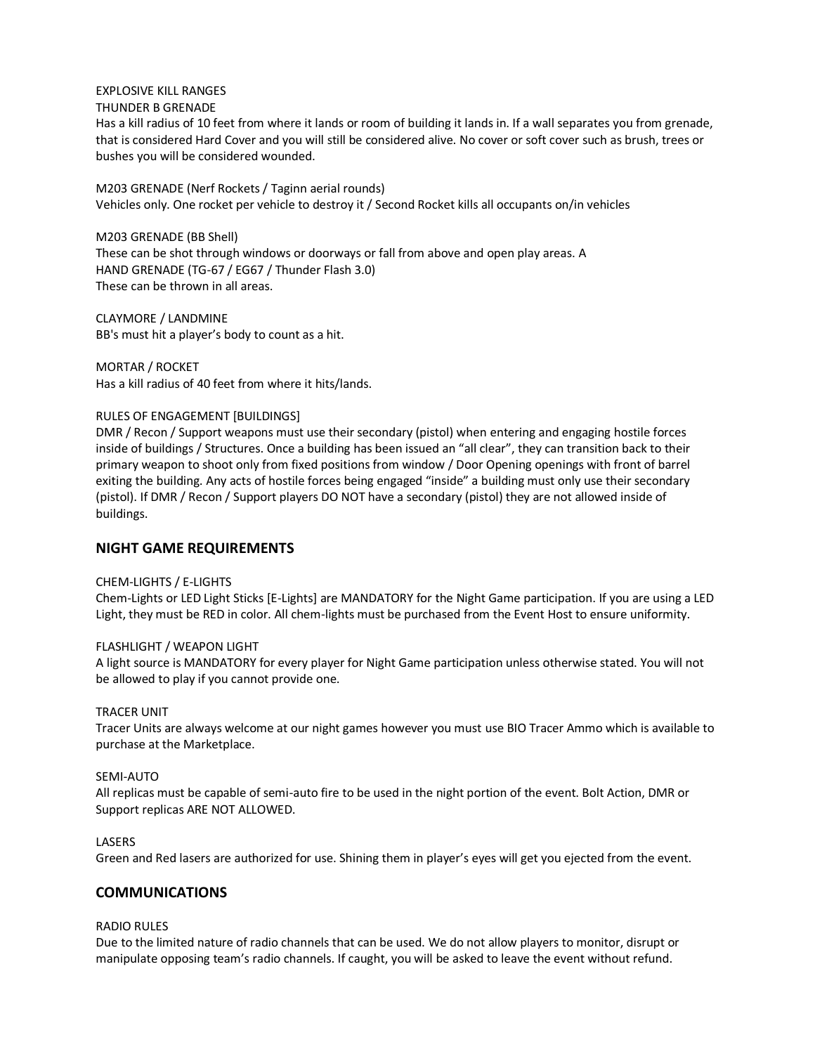EXPLOSIVE KILL RANGES

THUNDER B GRENADE

Has a kill radius of 10 feet from where it lands or room of building it lands in. If a wall separates you from grenade, that is considered Hard Cover and you will still be considered alive. No cover or soft cover such as brush, trees or bushes you will be considered wounded.

M203 GRENADE (Nerf Rockets / Taginn aerial rounds)

Vehicles only. One rocket per vehicle to destroy it / Second Rocket kills all occupants on/in vehicles

M203 GRENADE (BB Shell)

These can be shot through windows or doorways or fall from above and open play areas. A

HAND GRENADE (TG-67 / EG67 / Thunder Flash 3.0)

These can be thrown in all areas.

CLAYMORE / LANDMINE

BB's must hit a player's body to count as a hit.

MORTAR / ROCKET

Has a kill radius of 40 feet from where it hits/lands.

RULES OF ENGAGEMENT [BUILDINGS]

DMR / Recon / Support weapons must use their secondary (pistol) when entering and engaging hostile forces inside of buildings / Structures. Once a building has been issued an "all clear", they can transition back to their primary weapon to shoot only from fixed positions from window / Door Opening openings with front of barrel exiting the building. Any acts of hostile forces being engaged "inside" a building must only use their secondary (pistol). If DMR / Recon / Support players DO NOT have a secondary (pistol) they are not allowed inside of buildings.

## NIGHT GAME REQUIREMENTS

CHEM-LIGHTS / E-LIGHTS

Chem-Lights or LED Light Sticks [E-Lights] are MANDATORY for the Night Game participation. If you are using a LED Light, they must be RED in color. All chem-lights must be purchased from the Event Host to ensure uniformity.

FLASHLIGHT / WEAPON LIGHT

A light source is MANDATORY for every player for Night Game participation unless otherwise stated. You will not be allowed to play if you cannot provide one.

TRACER UNIT

Tracer Units are always welcome at our night games however you must use BIO Tracer Ammo which is available to purchase at the Marketplace.

SEMI-AUTO

All replicas must be capable of semi-auto fire to be used in the night portion of the event. Bolt Action, DMR or Support replicas ARE NOT ALLOWED.

LASERS

Green and Red lasers are authorized for use. Shining them in player's eyes will get you ejected from the event.

## COMMUNICATIONS

RADIO RULES

Due to the limited nature of radio channels that can be used. We do not allow players to monitor, disrupt or manipulate opposing team's radio channels. If caught, you will be asked to leave the event without refund.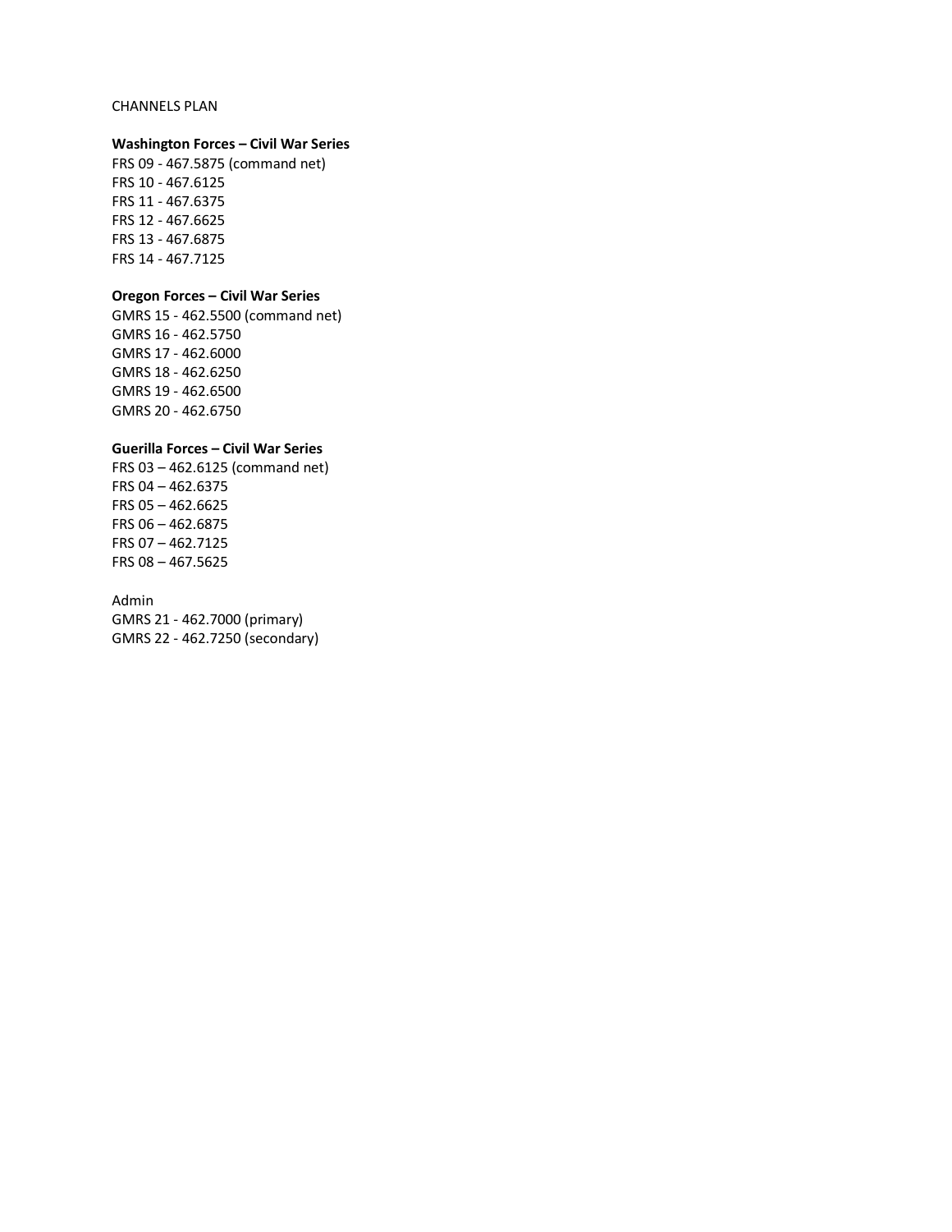CHANNELS PLAN

**Washington Forces – Civil War Series**
FRS 09 - 467.5875 (command net)
FRS 10 - 467.6125
FRS 11 - 467.6375
FRS 12 - 467.6625
FRS 13 - 467.6875
FRS 14 - 467.7125

**Oregon Forces – Civil War Series**
GMRS 15 - 462.5500 (command net)
GMRS 16 - 462.5750
GMRS 17 - 462.6000
GMRS 18 - 462.6250
GMRS 19 - 462.6500
GMRS 20 - 462.6750

**Guerilla Forces – Civil War Series**
FRS 03 – 462.6125 (command net)
FRS 04 – 462.6375
FRS 05 – 462.6625
FRS 06 – 462.6875
FRS 07 – 462.7125
FRS 08 – 467.5625

Admin
GMRS 21 - 462.7000 (primary)
GMRS 22 - 462.7250 (secondary)